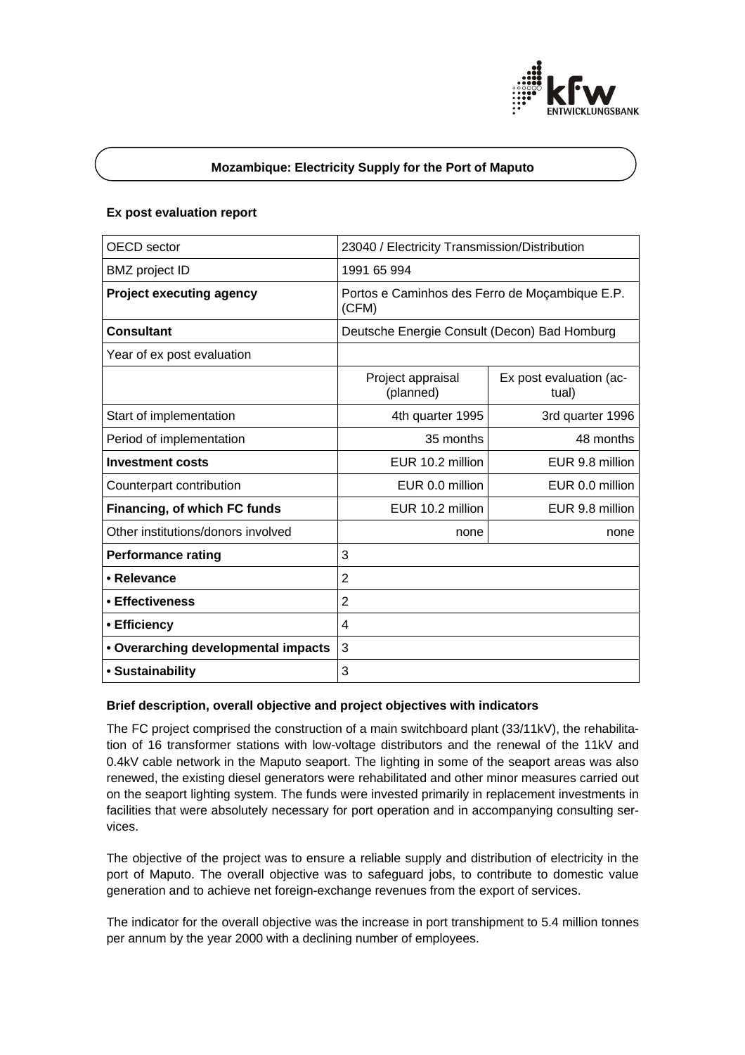## Mozambique: Electricity Supply for the Port of Maputo

### Ex post evaluation report

| OECD sector | 23040 / Electricity Transmission/Distribution | |
|---|---|---|
| BMZ project ID | 1991 65 994 | |
| **Project executing agency** | Portos e Caminhos des Ferro de Moçambique E.P. (CFM) | |
| **Consultant** | Deutsche Energie Consult (Decon) Bad Homburg | |
| Year of ex post evaluation | | |
| | Project appraisal (planned) | Ex post evaluation (actual) |
| Start of implementation | 4th quarter 1995 | 3rd quarter 1996 |
| Period of implementation | 35 months | 48 months |
| **Investment costs** | EUR 10.2 million | EUR 9.8 million |
| Counterpart contribution | EUR 0.0 million | EUR 0.0 million |
| **Financing, of which FC funds** | EUR 10.2 million | EUR 9.8 million |
| Other institutions/donors involved | none | none |
| **Performance rating** | 3 | |
| **• Relevance** | 2 | |
| **• Effectiveness** | 2 | |
| **• Efficiency** | 4 | |
| **• Overarching developmental impacts** | 3 | |
| **• Sustainability** | 3 | |

### Brief description, overall objective and project objectives with indicators

The FC project comprised the construction of a main switchboard plant (33/11kV), the rehabilitation of 16 transformer stations with low-voltage distributors and the renewal of the 11kV and 0.4kV cable network in the Maputo seaport. The lighting in some of the seaport areas was also renewed, the existing diesel generators were rehabilitated and other minor measures carried out on the seaport lighting system. The funds were invested primarily in replacement investments in facilities that were absolutely necessary for port operation and in accompanying consulting services.

The objective of the project was to ensure a reliable supply and distribution of electricity in the port of Maputo. The overall objective was to safeguard jobs, to contribute to domestic value generation and to achieve net foreign-exchange revenues from the export of services.

The indicator for the overall objective was the increase in port transhipment to 5.4 million tonnes per annum by the year 2000 with a declining number of employees.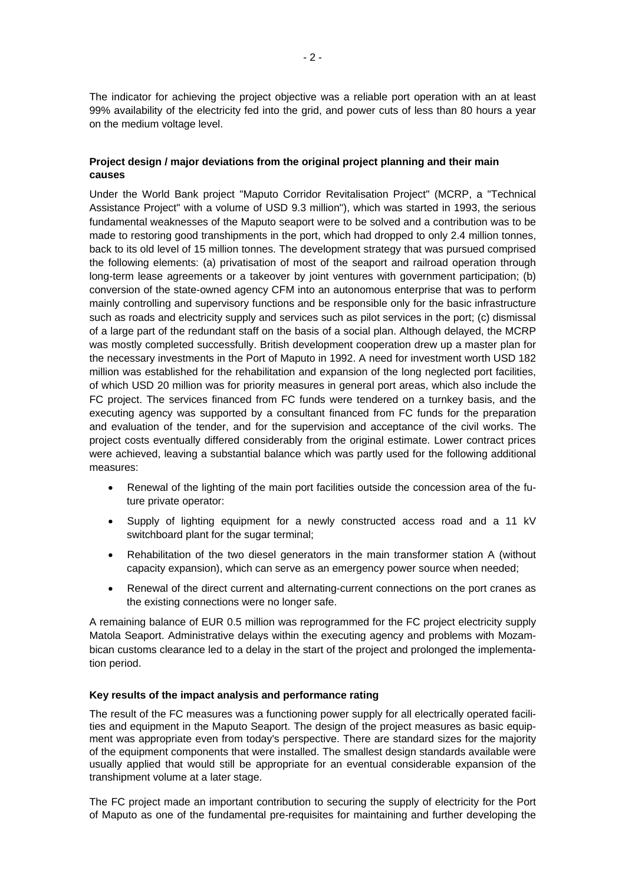The indicator for achieving the project objective was a reliable port operation with an at least 99% availability of the electricity fed into the grid, and power cuts of less than 80 hours a year on the medium voltage level.

**Project design / major deviations from the original project planning and their main causes**

Under the World Bank project "Maputo Corridor Revitalisation Project" (MCRP, a "Technical Assistance Project" with a volume of USD 9.3 million"), which was started in 1993, the serious fundamental weaknesses of the Maputo seaport were to be solved and a contribution was to be made to restoring good transhipments in the port, which had dropped to only 2.4 million tonnes, back to its old level of 15 million tonnes. The development strategy that was pursued comprised the following elements: (a) privatisation of most of the seaport and railroad operation through long-term lease agreements or a takeover by joint ventures with government participation; (b) conversion of the state-owned agency CFM into an autonomous enterprise that was to perform mainly controlling and supervisory functions and be responsible only for the basic infrastructure such as roads and electricity supply and services such as pilot services in the port; (c) dismissal of a large part of the redundant staff on the basis of a social plan. Although delayed, the MCRP was mostly completed successfully. British development cooperation drew up a master plan for the necessary investments in the Port of Maputo in 1992. A need for investment worth USD 182 million was established for the rehabilitation and expansion of the long neglected port facilities, of which USD 20 million was for priority measures in general port areas, which also include the FC project. The services financed from FC funds were tendered on a turnkey basis, and the executing agency was supported by a consultant financed from FC funds for the preparation and evaluation of the tender, and for the supervision and acceptance of the civil works. The project costs eventually differed considerably from the original estimate. Lower contract prices were achieved, leaving a substantial balance which was partly used for the following additional measures:

- Renewal of the lighting of the main port facilities outside the concession area of the future private operator:
- Supply of lighting equipment for a newly constructed access road and a 11 kV switchboard plant for the sugar terminal;
- Rehabilitation of the two diesel generators in the main transformer station A (without capacity expansion), which can serve as an emergency power source when needed;
- Renewal of the direct current and alternating-current connections on the port cranes as the existing connections were no longer safe.

A remaining balance of EUR 0.5 million was reprogrammed for the FC project electricity supply Matola Seaport. Administrative delays within the executing agency and problems with Mozambican customs clearance led to a delay in the start of the project and prolonged the implementation period.

**Key results of the impact analysis and performance rating**

The result of the FC measures was a functioning power supply for all electrically operated facilities and equipment in the Maputo Seaport. The design of the project measures as basic equipment was appropriate even from today's perspective. There are standard sizes for the majority of the equipment components that were installed. The smallest design standards available were usually applied that would still be appropriate for an eventual considerable expansion of the transhipment volume at a later stage.

The FC project made an important contribution to securing the supply of electricity for the Port of Maputo as one of the fundamental pre-requisites for maintaining and further developing the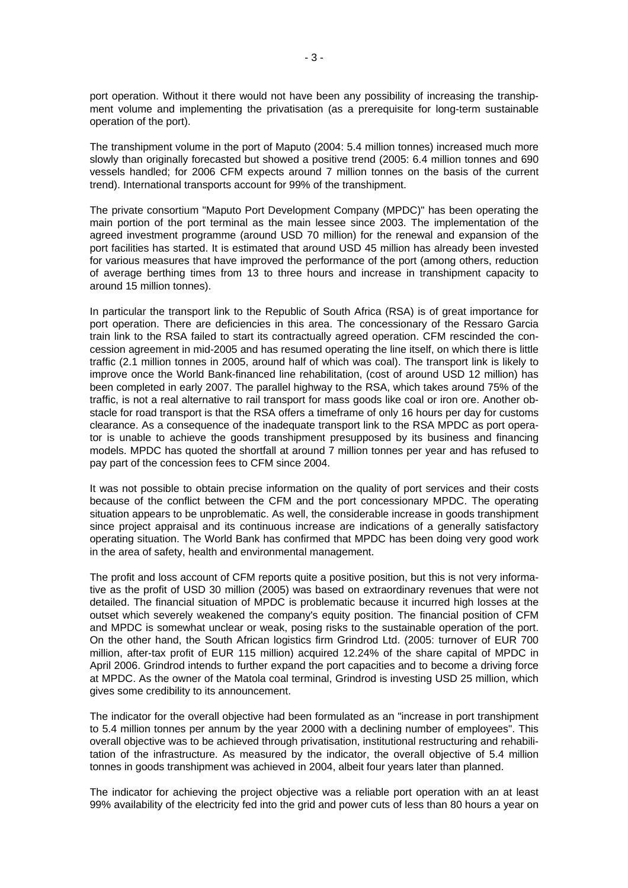port operation. Without it there would not have been any possibility of increasing the transhipment volume and implementing the privatisation (as a prerequisite for long-term sustainable operation of the port).

The transhipment volume in the port of Maputo (2004: 5.4 million tonnes) increased much more slowly than originally forecasted but showed a positive trend (2005: 6.4 million tonnes and 690 vessels handled; for 2006 CFM expects around 7 million tonnes on the basis of the current trend). International transports account for 99% of the transhipment.

The private consortium "Maputo Port Development Company (MPDC)" has been operating the main portion of the port terminal as the main lessee since 2003. The implementation of the agreed investment programme (around USD 70 million) for the renewal and expansion of the port facilities has started. It is estimated that around USD 45 million has already been invested for various measures that have improved the performance of the port (among others, reduction of average berthing times from 13 to three hours and increase in transhipment capacity to around 15 million tonnes).

In particular the transport link to the Republic of South Africa (RSA) is of great importance for port operation. There are deficiencies in this area. The concessionary of the Ressaro Garcia train link to the RSA failed to start its contractually agreed operation. CFM rescinded the concession agreement in mid-2005 and has resumed operating the line itself, on which there is little traffic (2.1 million tonnes in 2005, around half of which was coal). The transport link is likely to improve once the World Bank-financed line rehabilitation, (cost of around USD 12 million) has been completed in early 2007. The parallel highway to the RSA, which takes around 75% of the traffic, is not a real alternative to rail transport for mass goods like coal or iron ore. Another obstacle for road transport is that the RSA offers a timeframe of only 16 hours per day for customs clearance. As a consequence of the inadequate transport link to the RSA MPDC as port operator is unable to achieve the goods transhipment presupposed by its business and financing models. MPDC has quoted the shortfall at around 7 million tonnes per year and has refused to pay part of the concession fees to CFM since 2004.

It was not possible to obtain precise information on the quality of port services and their costs because of the conflict between the CFM and the port concessionary MPDC. The operating situation appears to be unproblematic. As well, the considerable increase in goods transhipment since project appraisal and its continuous increase are indications of a generally satisfactory operating situation. The World Bank has confirmed that MPDC has been doing very good work in the area of safety, health and environmental management.

The profit and loss account of CFM reports quite a positive position, but this is not very informative as the profit of USD 30 million (2005) was based on extraordinary revenues that were not detailed. The financial situation of MPDC is problematic because it incurred high losses at the outset which severely weakened the company's equity position. The financial position of CFM and MPDC is somewhat unclear or weak, posing risks to the sustainable operation of the port. On the other hand, the South African logistics firm Grindrod Ltd. (2005: turnover of EUR 700 million, after-tax profit of EUR 115 million) acquired 12.24% of the share capital of MPDC in April 2006. Grindrod intends to further expand the port capacities and to become a driving force at MPDC. As the owner of the Matola coal terminal, Grindrod is investing USD 25 million, which gives some credibility to its announcement.

The indicator for the overall objective had been formulated as an "increase in port transhipment to 5.4 million tonnes per annum by the year 2000 with a declining number of employees". This overall objective was to be achieved through privatisation, institutional restructuring and rehabilitation of the infrastructure. As measured by the indicator, the overall objective of 5.4 million tonnes in goods transhipment was achieved in 2004, albeit four years later than planned.

The indicator for achieving the project objective was a reliable port operation with an at least 99% availability of the electricity fed into the grid and power cuts of less than 80 hours a year on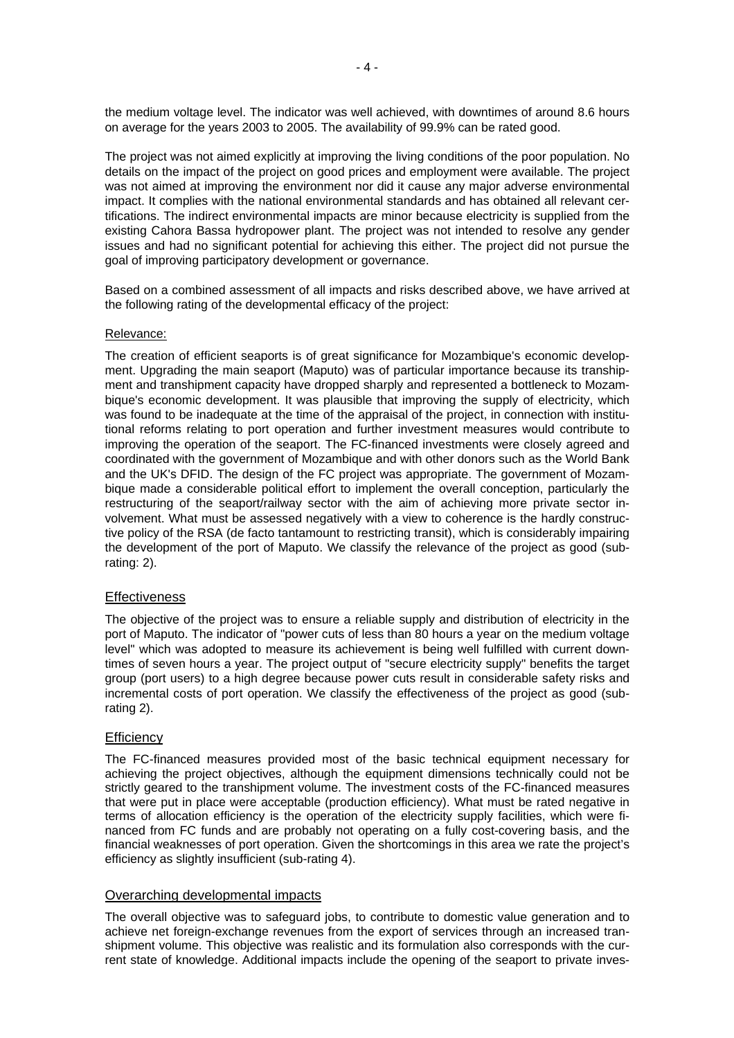the medium voltage level. The indicator was well achieved, with downtimes of around 8.6 hours on average for the years 2003 to 2005. The availability of 99.9% can be rated good.

The project was not aimed explicitly at improving the living conditions of the poor population. No details on the impact of the project on good prices and employment were available. The project was not aimed at improving the environment nor did it cause any major adverse environmental impact. It complies with the national environmental standards and has obtained all relevant certifications. The indirect environmental impacts are minor because electricity is supplied from the existing Cahora Bassa hydropower plant. The project was not intended to resolve any gender issues and had no significant potential for achieving this either. The project did not pursue the goal of improving participatory development or governance.

Based on a combined assessment of all impacts and risks described above, we have arrived at the following rating of the developmental efficacy of the project:

## Relevance:

The creation of efficient seaports is of great significance for Mozambique's economic development. Upgrading the main seaport (Maputo) was of particular importance because its transhipment and transhipment capacity have dropped sharply and represented a bottleneck to Mozambique's economic development. It was plausible that improving the supply of electricity, which was found to be inadequate at the time of the appraisal of the project, in connection with institutional reforms relating to port operation and further investment measures would contribute to improving the operation of the seaport. The FC-financed investments were closely agreed and coordinated with the government of Mozambique and with other donors such as the World Bank and the UK's DFID. The design of the FC project was appropriate. The government of Mozambique made a considerable political effort to implement the overall conception, particularly the restructuring of the seaport/railway sector with the aim of achieving more private sector involvement. What must be assessed negatively with a view to coherence is the hardly constructive policy of the RSA (de facto tantamount to restricting transit), which is considerably impairing the development of the port of Maputo. We classify the relevance of the project as good (sub-rating: 2).

## Effectiveness

The objective of the project was to ensure a reliable supply and distribution of electricity in the port of Maputo. The indicator of "power cuts of less than 80 hours a year on the medium voltage level" which was adopted to measure its achievement is being well fulfilled with current downtimes of seven hours a year. The project output of "secure electricity supply" benefits the target group (port users) to a high degree because power cuts result in considerable safety risks and incremental costs of port operation. We classify the effectiveness of the project as good (sub-rating 2).

## Efficiency

The FC-financed measures provided most of the basic technical equipment necessary for achieving the project objectives, although the equipment dimensions technically could not be strictly geared to the transhipment volume. The investment costs of the FC-financed measures that were put in place were acceptable (production efficiency). What must be rated negative in terms of allocation efficiency is the operation of the electricity supply facilities, which were financed from FC funds and are probably not operating on a fully cost-covering basis, and the financial weaknesses of port operation. Given the shortcomings in this area we rate the project's efficiency as slightly insufficient (sub-rating 4).

## Overarching developmental impacts

The overall objective was to safeguard jobs, to contribute to domestic value generation and to achieve net foreign-exchange revenues from the export of services through an increased transhipment volume. This objective was realistic and its formulation also corresponds with the current state of knowledge. Additional impacts include the opening of the seaport to private inves-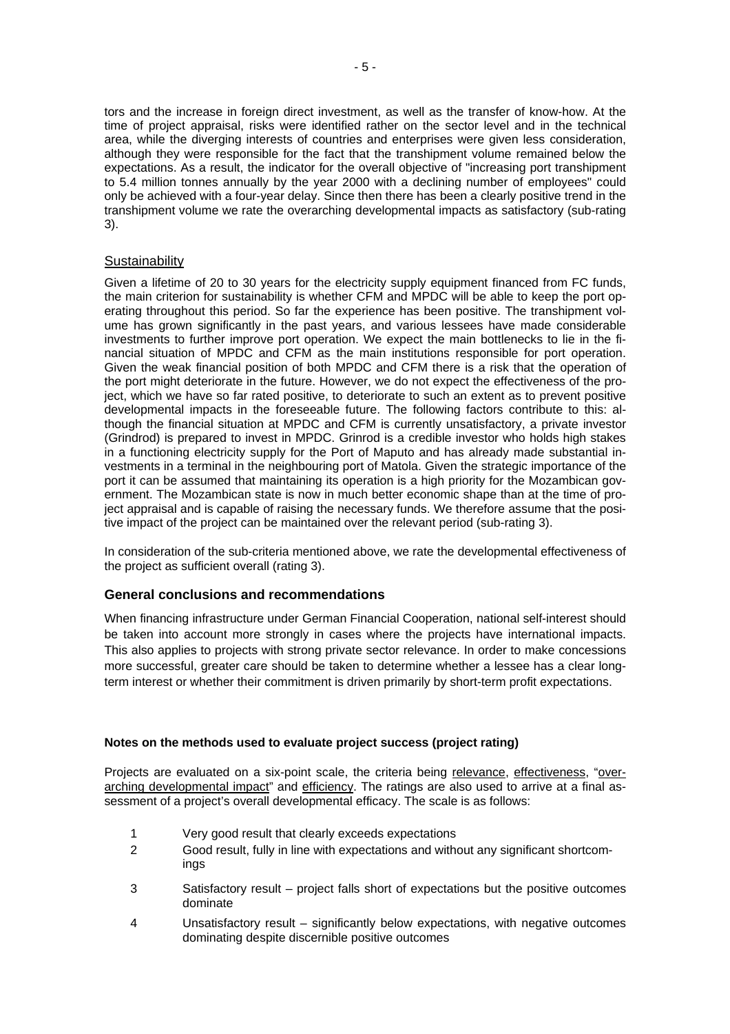tors and the increase in foreign direct investment, as well as the transfer of know-how. At the time of project appraisal, risks were identified rather on the sector level and in the technical area, while the diverging interests of countries and enterprises were given less consideration, although they were responsible for the fact that the transhipment volume remained below the expectations. As a result, the indicator for the overall objective of "increasing port transhipment to 5.4 million tonnes annually by the year 2000 with a declining number of employees" could only be achieved with a four-year delay. Since then there has been a clearly positive trend in the transhipment volume we rate the overarching developmental impacts as satisfactory (sub-rating 3).

Sustainability

Given a lifetime of 20 to 30 years for the electricity supply equipment financed from FC funds, the main criterion for sustainability is whether CFM and MPDC will be able to keep the port operating throughout this period. So far the experience has been positive. The transhipment volume has grown significantly in the past years, and various lessees have made considerable investments to further improve port operation. We expect the main bottlenecks to lie in the financial situation of MPDC and CFM as the main institutions responsible for port operation. Given the weak financial position of both MPDC and CFM there is a risk that the operation of the port might deteriorate in the future. However, we do not expect the effectiveness of the project, which we have so far rated positive, to deteriorate to such an extent as to prevent positive developmental impacts in the foreseeable future. The following factors contribute to this: although the financial situation at MPDC and CFM is currently unsatisfactory, a private investor (Grindrod) is prepared to invest in MPDC. Grinrod is a credible investor who holds high stakes in a functioning electricity supply for the Port of Maputo and has already made substantial investments in a terminal in the neighbouring port of Matola. Given the strategic importance of the port it can be assumed that maintaining its operation is a high priority for the Mozambican government. The Mozambican state is now in much better economic shape than at the time of project appraisal and is capable of raising the necessary funds. We therefore assume that the positive impact of the project can be maintained over the relevant period (sub-rating 3).

In consideration of the sub-criteria mentioned above, we rate the developmental effectiveness of the project as sufficient overall (rating 3).

### General conclusions and recommendations

When financing infrastructure under German Financial Cooperation, national self-interest should be taken into account more strongly in cases where the projects have international impacts. This also applies to projects with strong private sector relevance. In order to make concessions more successful, greater care should be taken to determine whether a lessee has a clear long-term interest or whether their commitment is driven primarily by short-term profit expectations.

**Notes on the methods used to evaluate project success (project rating)**

Projects are evaluated on a six-point scale, the criteria being relevance, effectiveness, "overarching developmental impact" and efficiency. The ratings are also used to arrive at a final assessment of a project's overall developmental efficacy. The scale is as follows:

1. Very good result that clearly exceeds expectations
2. Good result, fully in line with expectations and without any significant shortcomings
3. Satisfactory result – project falls short of expectations but the positive outcomes dominate
4. Unsatisfactory result – significantly below expectations, with negative outcomes dominating despite discernible positive outcomes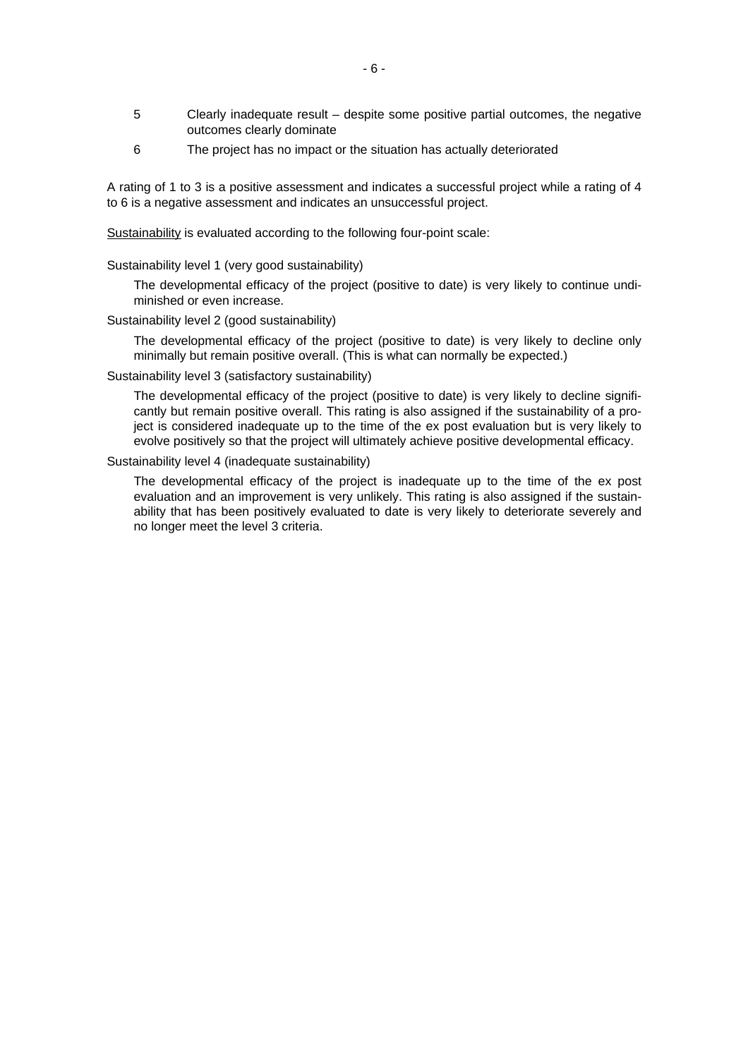5 Clearly inadequate result – despite some positive partial outcomes, the negative outcomes clearly dominate

6 The project has no impact or the situation has actually deteriorated

A rating of 1 to 3 is a positive assessment and indicates a successful project while a rating of 4 to 6 is a negative assessment and indicates an unsuccessful project.

Sustainability is evaluated according to the following four-point scale:

Sustainability level 1 (very good sustainability)

The developmental efficacy of the project (positive to date) is very likely to continue undiminished or even increase.

Sustainability level 2 (good sustainability)

The developmental efficacy of the project (positive to date) is very likely to decline only minimally but remain positive overall. (This is what can normally be expected.)

Sustainability level 3 (satisfactory sustainability)

The developmental efficacy of the project (positive to date) is very likely to decline significantly but remain positive overall. This rating is also assigned if the sustainability of a project is considered inadequate up to the time of the ex post evaluation but is very likely to evolve positively so that the project will ultimately achieve positive developmental efficacy.

Sustainability level 4 (inadequate sustainability)

The developmental efficacy of the project is inadequate up to the time of the ex post evaluation and an improvement is very unlikely. This rating is also assigned if the sustainability that has been positively evaluated to date is very likely to deteriorate severely and no longer meet the level 3 criteria.